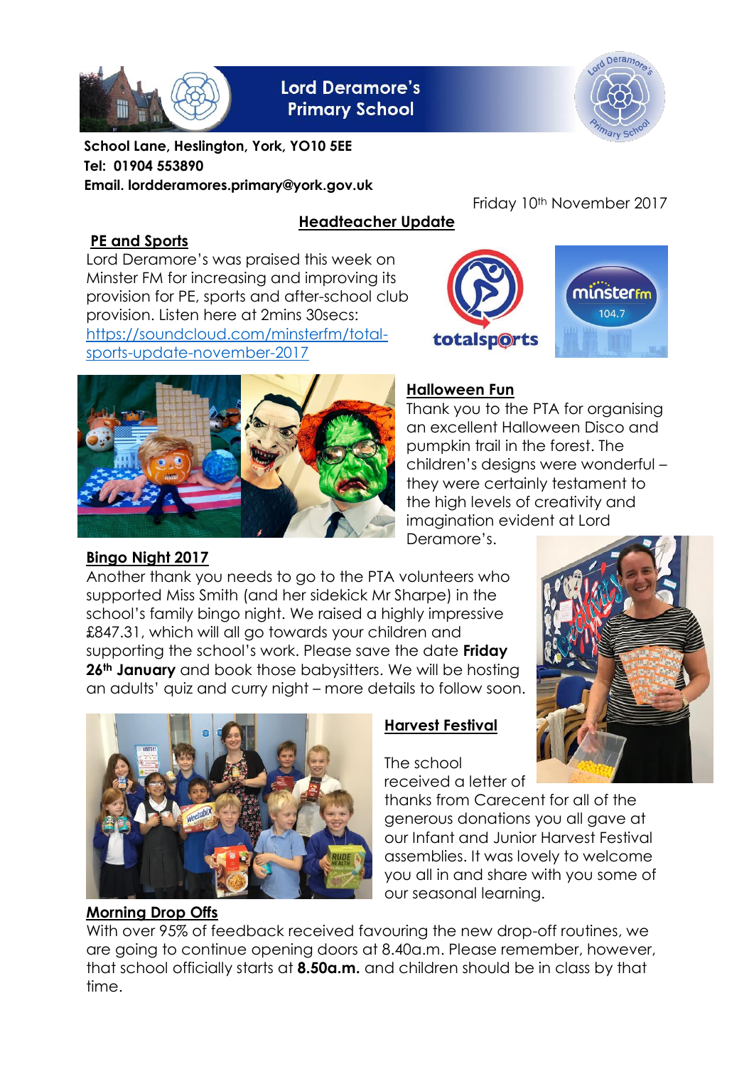# Lord Deramore's Primary School

**School Lane, Heslington, York, YO10 5EE**
**Tel: 01904 553890**
**Email. lordderamores.primary@york.gov.uk**

Friday 10th November 2017

## Headteacher Update

### PE and Sports

Lord Deramore's was praised this week on Minster FM for increasing and improving its provision for PE, sports and after-school club provision. Listen here at 2mins 30secs: https://soundcloud.com/minsterfm/total-sports-update-november-2017

### Halloween Fun

Thank you to the PTA for organising an excellent Halloween Disco and pumpkin trail in the forest. The children's designs were wonderful – they were certainly testament to the high levels of creativity and imagination evident at Lord Deramore's.

### Bingo Night 2017

Another thank you needs to go to the PTA volunteers who supported Miss Smith (and her sidekick Mr Sharpe) in the school's family bingo night. We raised a highly impressive £847.31, which will all go towards your children and supporting the school's work. Please save the date **Friday 26th January** and book those babysitters. We will be hosting an adults' quiz and curry night – more details to follow soon.

### Harvest Festival

The school received a letter of thanks from Carecent for all of the generous donations you all gave at our Infant and Junior Harvest Festival assemblies. It was lovely to welcome you all in and share with you some of our seasonal learning.

### Morning Drop Offs

With over 95% of feedback received favouring the new drop-off routines, we are going to continue opening doors at 8.40a.m. Please remember, however, that school officially starts at **8.50a.m.** and children should be in class by that time.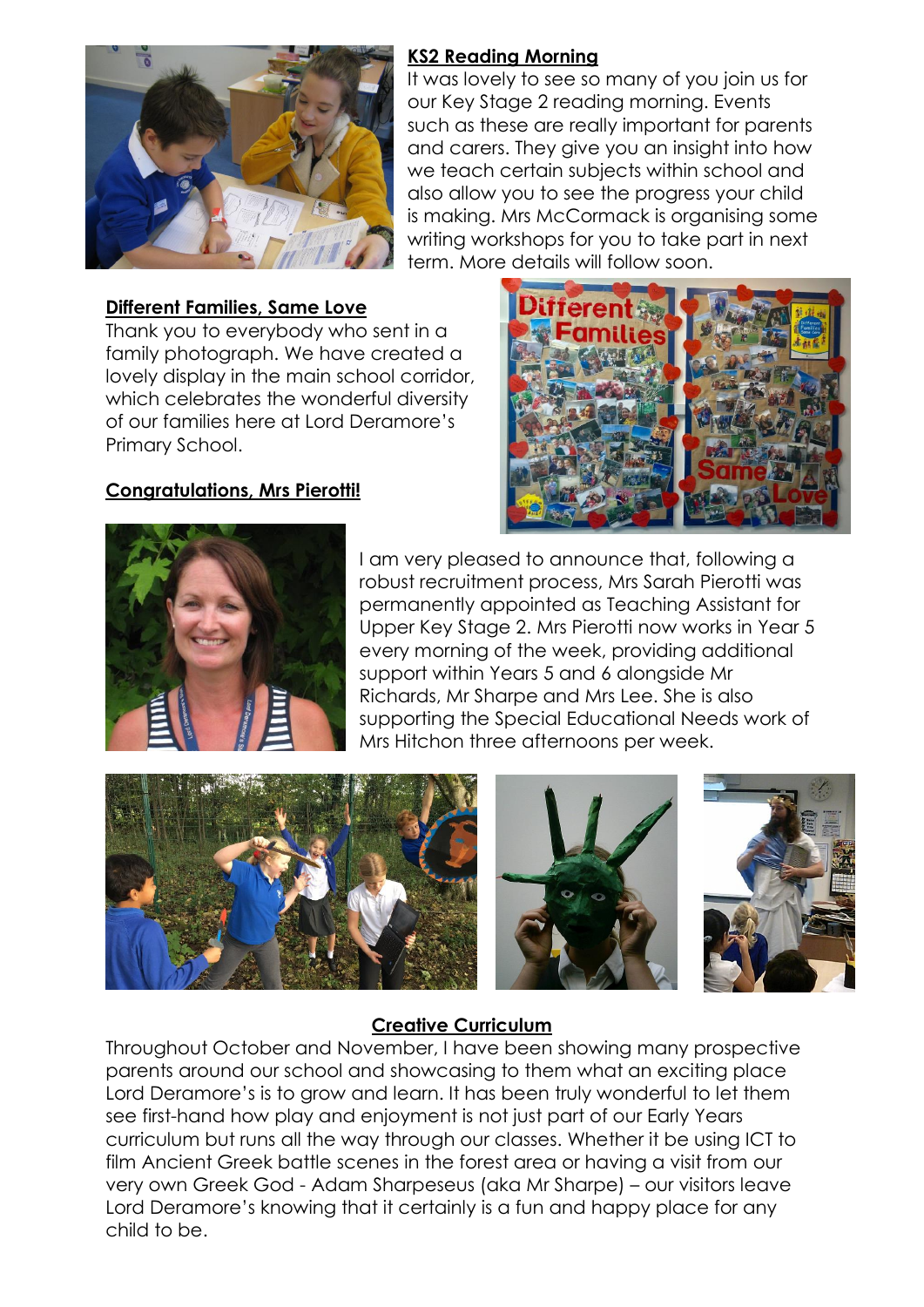**KS2 Reading Morning**

It was lovely to see so many of you join us for our Key Stage 2 reading morning. Events such as these are really important for parents and carers. They give you an insight into how we teach certain subjects within school and also allow you to see the progress your child is making. Mrs McCormack is organising some writing workshops for you to take part in next term. More details will follow soon.

**Different Families, Same Love**

Thank you to everybody who sent in a family photograph. We have created a lovely display in the main school corridor, which celebrates the wonderful diversity of our families here at Lord Deramore's Primary School.

**Congratulations, Mrs Pierotti!**

I am very pleased to announce that, following a robust recruitment process, Mrs Sarah Pierotti was permanently appointed as Teaching Assistant for Upper Key Stage 2. Mrs Pierotti now works in Year 5 every morning of the week, providing additional support within Years 5 and 6 alongside Mr Richards, Mr Sharpe and Mrs Lee. She is also supporting the Special Educational Needs work of Mrs Hitchon three afternoons per week.

**Creative Curriculum**

Throughout October and November, I have been showing many prospective parents around our school and showcasing to them what an exciting place Lord Deramore's is to grow and learn. It has been truly wonderful to let them see first-hand how play and enjoyment is not just part of our Early Years curriculum but runs all the way through our classes. Whether it be using ICT to film Ancient Greek battle scenes in the forest area or having a visit from our very own Greek God - Adam Sharpeseus (aka Mr Sharpe) – our visitors leave Lord Deramore's knowing that it certainly is a fun and happy place for any child to be.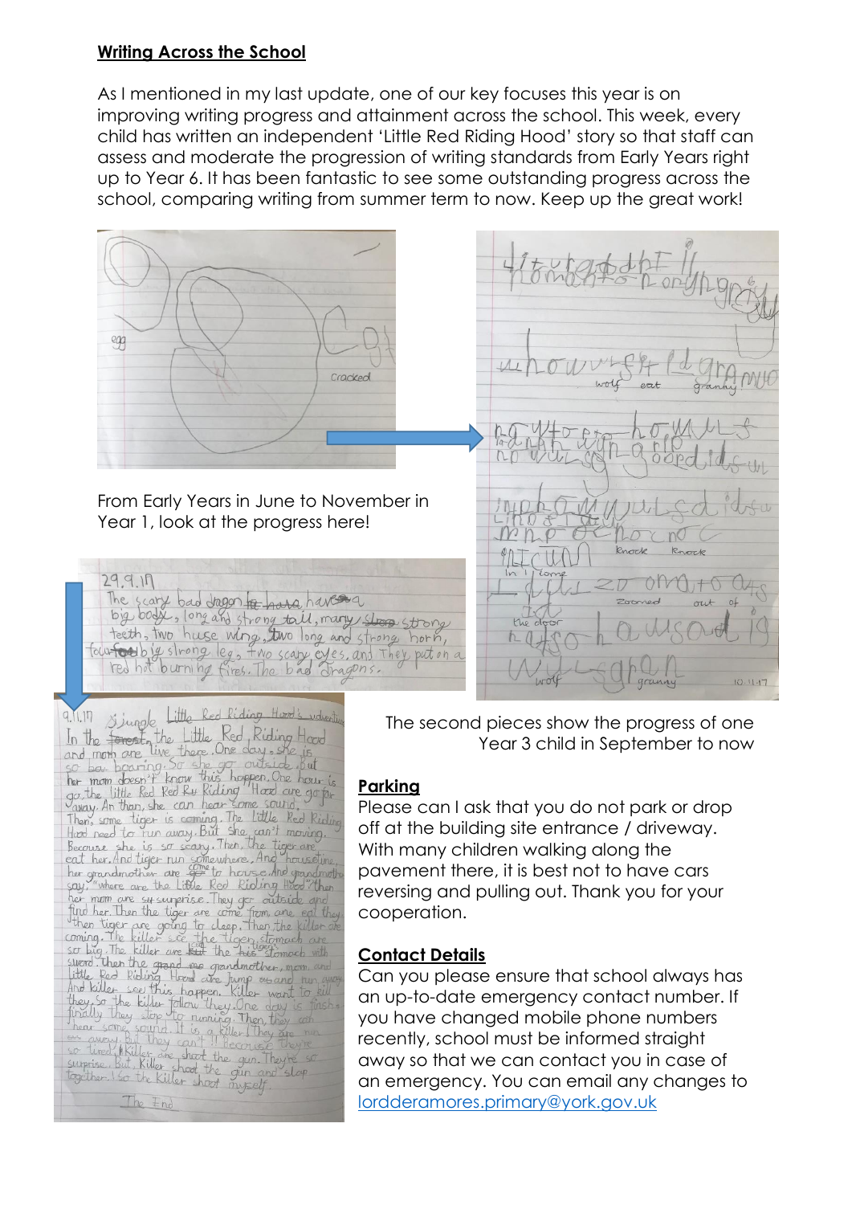## Writing Across the School

As I mentioned in my last update, one of our key focuses this year is on improving writing progress and attainment across the school. This week, every child has written an independent 'Little Red Riding Hood' story so that staff can assess and moderate the progression of writing standards from Early Years right up to Year 6. It has been fantastic to see some outstanding progress across the school, comparing writing from summer term to now. Keep up the great work!

From Early Years in June to November in Year 1, look at the progress here!

The second pieces show the progress of one Year 3 child in September to now

## Parking

Please can I ask that you do not park or drop off at the building site entrance / driveway. With many children walking along the pavement there, it is best not to have cars reversing and pulling out. Thank you for your cooperation.

## Contact Details

Can you please ensure that school always has an up-to-date emergency contact number. If you have changed mobile phone numbers recently, school must be informed straight away so that we can contact you in case of an emergency. You can email any changes to [lordderamores.primary@york.gov.uk](mailto:lordderamores.primary@york.gov.uk)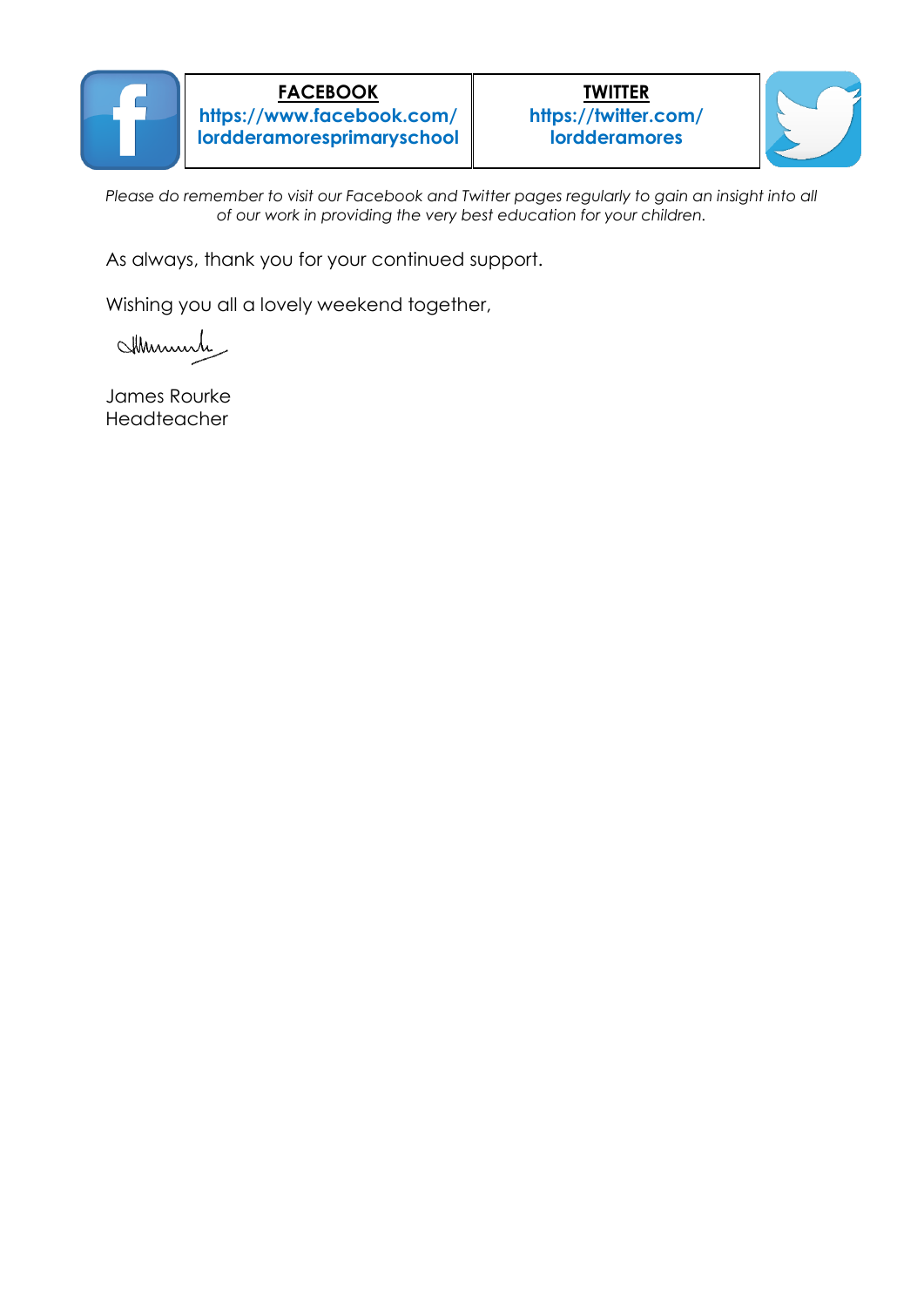| **FACEBOOK** | **TWITTER** |
|---|---|
| **https://www.facebook.com/lordderamoresprimaryschool** | **https://twitter.com/lordderamores** |

*Please do remember to visit our Facebook and Twitter pages regularly to gain an insight into all of our work in providing the very best education for your children.*

As always, thank you for your continued support.

Wishing you all a lovely weekend together,

James Rourke
Headteacher